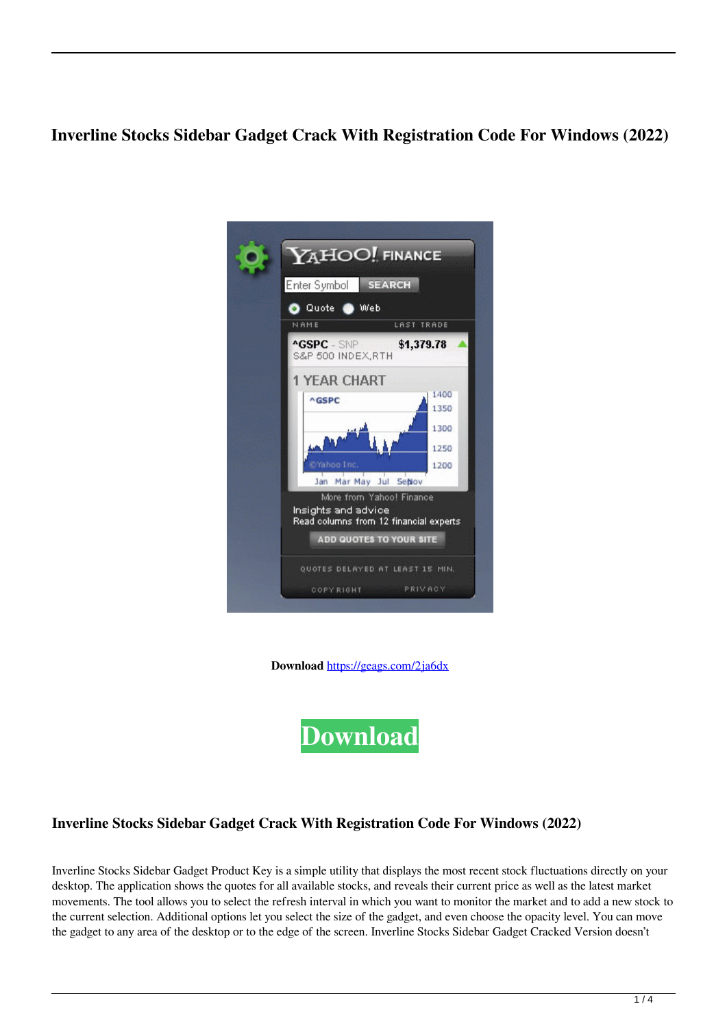# Inverline Stocks Sidebar Gadget Crack With Registration Code For Windows (2022)

**Download** https://geags.com/2ja6dx

**Download**

## Inverline Stocks Sidebar Gadget Crack With Registration Code For Windows (2022)

Inverline Stocks Sidebar Gadget Product Key is a simple utility that displays the most recent stock fluctuations directly on your desktop. The application shows the quotes for all available stocks, and reveals their current price as well as the latest market movements. The tool allows you to select the refresh interval in which you want to monitor the market and to add a new stock to the current selection. Additional options let you select the size of the gadget, and even choose the opacity level. You can move the gadget to any area of the desktop or to the edge of the screen. Inverline Stocks Sidebar Gadget Cracked Version doesn't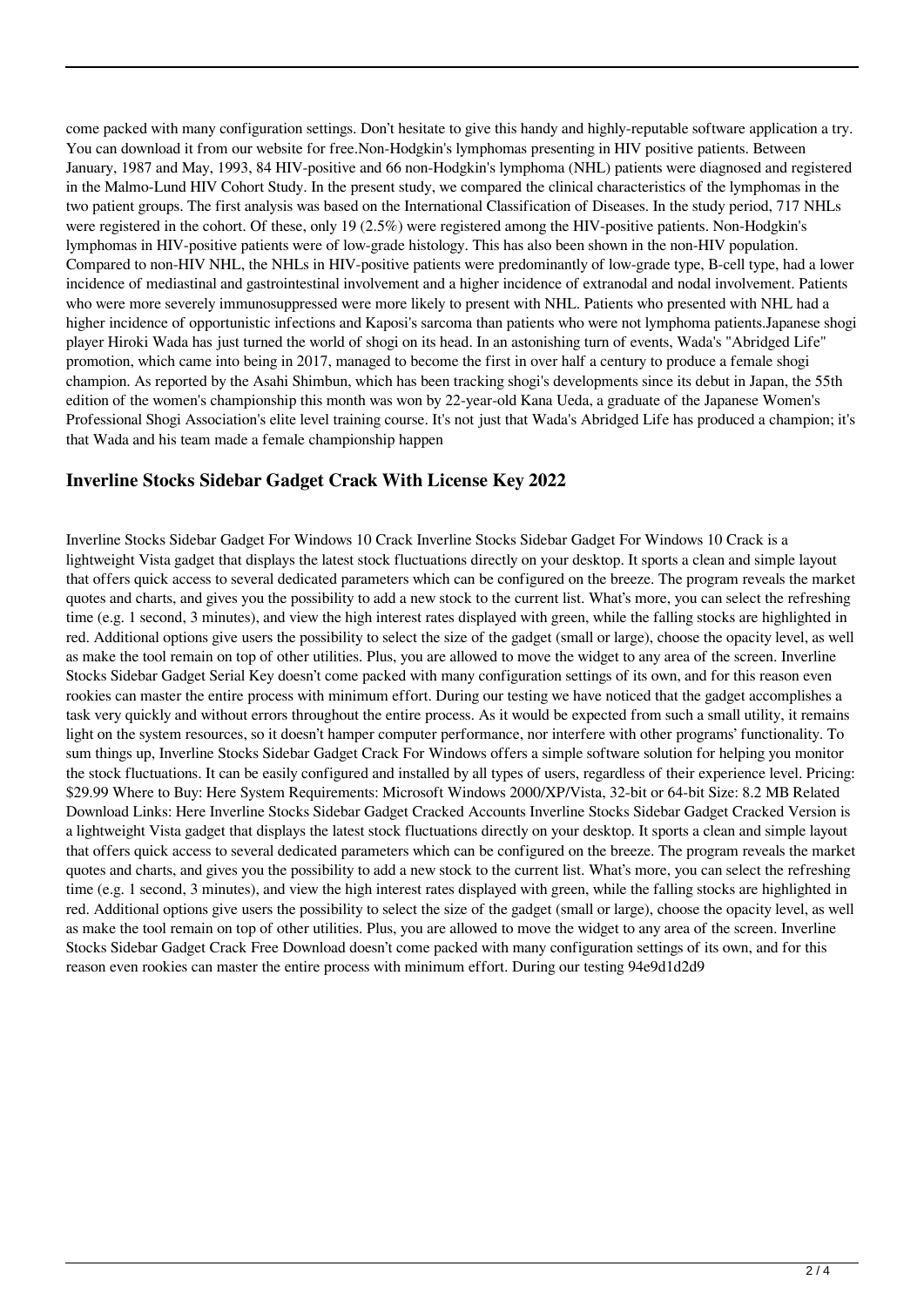come packed with many configuration settings. Don't hesitate to give this handy and highly-reputable software application a try. You can download it from our website for free.Non-Hodgkin's lymphomas presenting in HIV positive patients. Between January, 1987 and May, 1993, 84 HIV-positive and 66 non-Hodgkin's lymphoma (NHL) patients were diagnosed and registered in the Malmo-Lund HIV Cohort Study. In the present study, we compared the clinical characteristics of the lymphomas in the two patient groups. The first analysis was based on the International Classification of Diseases. In the study period, 717 NHLs were registered in the cohort. Of these, only 19 (2.5%) were registered among the HIV-positive patients. Non-Hodgkin's lymphomas in HIV-positive patients were of low-grade histology. This has also been shown in the non-HIV population. Compared to non-HIV NHL, the NHLs in HIV-positive patients were predominantly of low-grade type, B-cell type, had a lower incidence of mediastinal and gastrointestinal involvement and a higher incidence of extranodal and nodal involvement. Patients who were more severely immunosuppressed were more likely to present with NHL. Patients who presented with NHL had a higher incidence of opportunistic infections and Kaposi's sarcoma than patients who were not lymphoma patients.Japanese shogi player Hiroki Wada has just turned the world of shogi on its head. In an astonishing turn of events, Wada's "Abridged Life" promotion, which came into being in 2017, managed to become the first in over half a century to produce a female shogi champion. As reported by the Asahi Shimbun, which has been tracking shogi's developments since its debut in Japan, the 55th edition of the women's championship this month was won by 22-year-old Kana Ueda, a graduate of the Japanese Women's Professional Shogi Association's elite level training course. It's not just that Wada's Abridged Life has produced a champion; it's that Wada and his team made a female championship happen

## Inverline Stocks Sidebar Gadget Crack With License Key 2022

Inverline Stocks Sidebar Gadget For Windows 10 Crack Inverline Stocks Sidebar Gadget For Windows 10 Crack is a lightweight Vista gadget that displays the latest stock fluctuations directly on your desktop. It sports a clean and simple layout that offers quick access to several dedicated parameters which can be configured on the breeze. The program reveals the market quotes and charts, and gives you the possibility to add a new stock to the current list. What's more, you can select the refreshing time (e.g. 1 second, 3 minutes), and view the high interest rates displayed with green, while the falling stocks are highlighted in red. Additional options give users the possibility to select the size of the gadget (small or large), choose the opacity level, as well as make the tool remain on top of other utilities. Plus, you are allowed to move the widget to any area of the screen. Inverline Stocks Sidebar Gadget Serial Key doesn't come packed with many configuration settings of its own, and for this reason even rookies can master the entire process with minimum effort. During our testing we have noticed that the gadget accomplishes a task very quickly and without errors throughout the entire process. As it would be expected from such a small utility, it remains light on the system resources, so it doesn't hamper computer performance, nor interfere with other programs' functionality. To sum things up, Inverline Stocks Sidebar Gadget Crack For Windows offers a simple software solution for helping you monitor the stock fluctuations. It can be easily configured and installed by all types of users, regardless of their experience level. Pricing: $29.99 Where to Buy: Here System Requirements: Microsoft Windows 2000/XP/Vista, 32-bit or 64-bit Size: 8.2 MB Related Download Links: Here Inverline Stocks Sidebar Gadget Cracked Accounts Inverline Stocks Sidebar Gadget Cracked Version is a lightweight Vista gadget that displays the latest stock fluctuations directly on your desktop. It sports a clean and simple layout that offers quick access to several dedicated parameters which can be configured on the breeze. The program reveals the market quotes and charts, and gives you the possibility to add a new stock to the current list. What's more, you can select the refreshing time (e.g. 1 second, 3 minutes), and view the high interest rates displayed with green, while the falling stocks are highlighted in red. Additional options give users the possibility to select the size of the gadget (small or large), choose the opacity level, as well as make the tool remain on top of other utilities. Plus, you are allowed to move the widget to any area of the screen. Inverline Stocks Sidebar Gadget Crack Free Download doesn't come packed with many configuration settings of its own, and for this reason even rookies can master the entire process with minimum effort. During our testing 94e9d1d2d9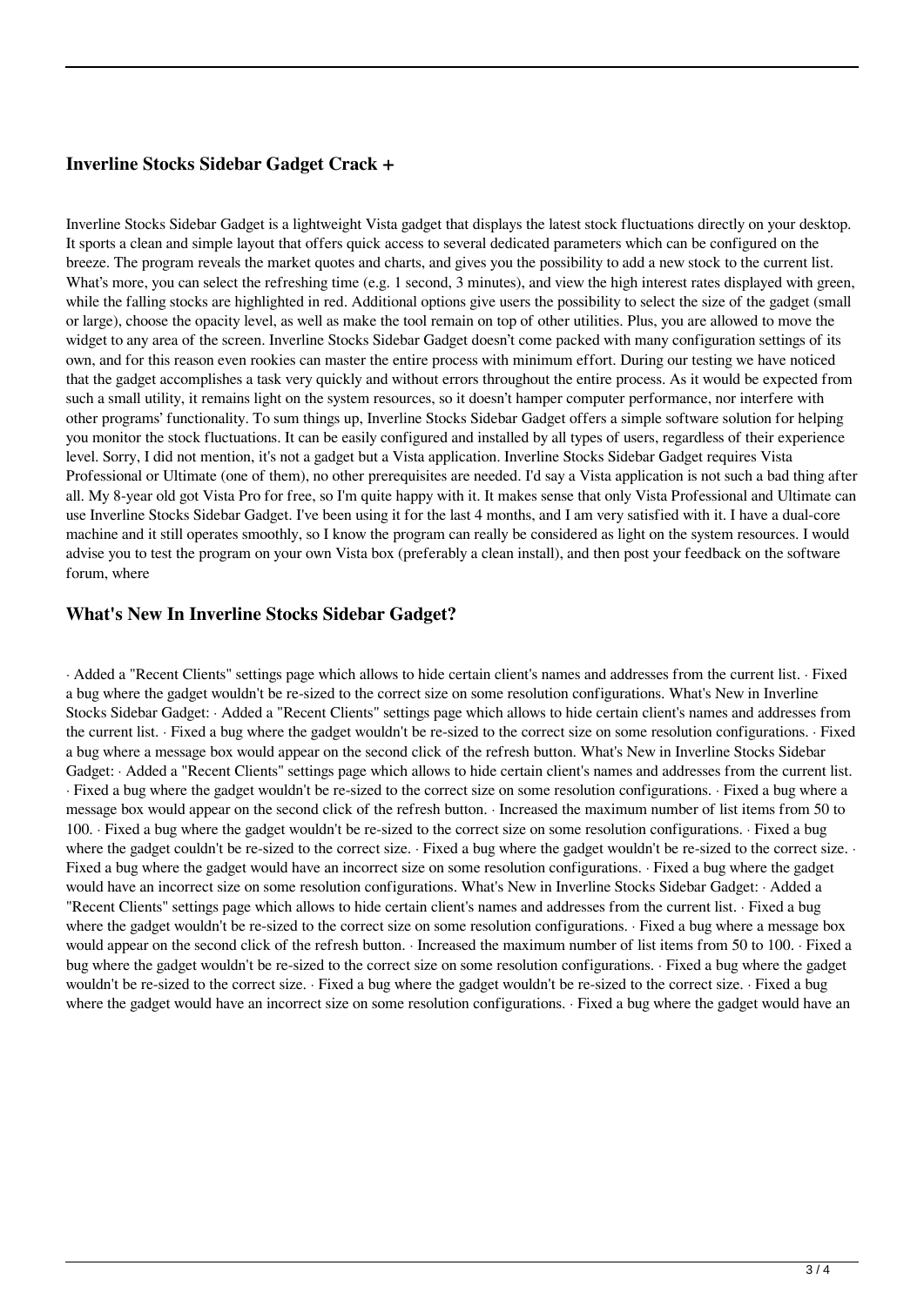## Inverline Stocks Sidebar Gadget Crack +

Inverline Stocks Sidebar Gadget is a lightweight Vista gadget that displays the latest stock fluctuations directly on your desktop. It sports a clean and simple layout that offers quick access to several dedicated parameters which can be configured on the breeze. The program reveals the market quotes and charts, and gives you the possibility to add a new stock to the current list. What's more, you can select the refreshing time (e.g. 1 second, 3 minutes), and view the high interest rates displayed with green, while the falling stocks are highlighted in red. Additional options give users the possibility to select the size of the gadget (small or large), choose the opacity level, as well as make the tool remain on top of other utilities. Plus, you are allowed to move the widget to any area of the screen. Inverline Stocks Sidebar Gadget doesn't come packed with many configuration settings of its own, and for this reason even rookies can master the entire process with minimum effort. During our testing we have noticed that the gadget accomplishes a task very quickly and without errors throughout the entire process. As it would be expected from such a small utility, it remains light on the system resources, so it doesn't hamper computer performance, nor interfere with other programs' functionality. To sum things up, Inverline Stocks Sidebar Gadget offers a simple software solution for helping you monitor the stock fluctuations. It can be easily configured and installed by all types of users, regardless of their experience level. Sorry, I did not mention, it's not a gadget but a Vista application. Inverline Stocks Sidebar Gadget requires Vista Professional or Ultimate (one of them), no other prerequisites are needed. I'd say a Vista application is not such a bad thing after all. My 8-year old got Vista Pro for free, so I'm quite happy with it. It makes sense that only Vista Professional and Ultimate can use Inverline Stocks Sidebar Gadget. I've been using it for the last 4 months, and I am very satisfied with it. I have a dual-core machine and it still operates smoothly, so I know the program can really be considered as light on the system resources. I would advise you to test the program on your own Vista box (preferably a clean install), and then post your feedback on the software forum, where

## What's New In Inverline Stocks Sidebar Gadget?

· Added a "Recent Clients" settings page which allows to hide certain client's names and addresses from the current list. · Fixed a bug where the gadget wouldn't be re-sized to the correct size on some resolution configurations. What's New in Inverline Stocks Sidebar Gadget: · Added a "Recent Clients" settings page which allows to hide certain client's names and addresses from the current list. · Fixed a bug where the gadget wouldn't be re-sized to the correct size on some resolution configurations. · Fixed a bug where a message box would appear on the second click of the refresh button. What's New in Inverline Stocks Sidebar Gadget: · Added a "Recent Clients" settings page which allows to hide certain client's names and addresses from the current list. · Fixed a bug where the gadget wouldn't be re-sized to the correct size on some resolution configurations. · Fixed a bug where a message box would appear on the second click of the refresh button. · Increased the maximum number of list items from 50 to 100. · Fixed a bug where the gadget wouldn't be re-sized to the correct size on some resolution configurations. · Fixed a bug where the gadget couldn't be re-sized to the correct size. · Fixed a bug where the gadget wouldn't be re-sized to the correct size. · Fixed a bug where the gadget would have an incorrect size on some resolution configurations. · Fixed a bug where the gadget would have an incorrect size on some resolution configurations. What's New in Inverline Stocks Sidebar Gadget: · Added a "Recent Clients" settings page which allows to hide certain client's names and addresses from the current list. · Fixed a bug where the gadget wouldn't be re-sized to the correct size on some resolution configurations. · Fixed a bug where a message box would appear on the second click of the refresh button. · Increased the maximum number of list items from 50 to 100. · Fixed a bug where the gadget wouldn't be re-sized to the correct size on some resolution configurations. · Fixed a bug where the gadget wouldn't be re-sized to the correct size. · Fixed a bug where the gadget wouldn't be re-sized to the correct size. · Fixed a bug where the gadget would have an incorrect size on some resolution configurations. · Fixed a bug where the gadget would have an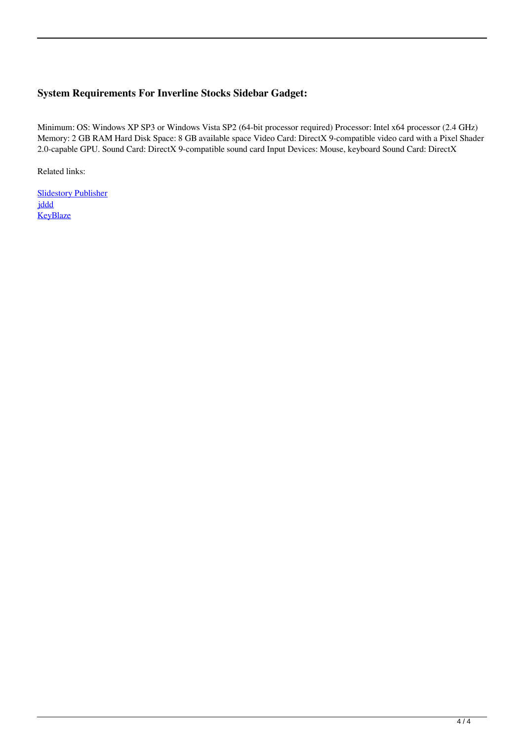### System Requirements For Inverline Stocks Sidebar Gadget:

Minimum: OS: Windows XP SP3 or Windows Vista SP2 (64-bit processor required) Processor: Intel x64 processor (2.4 GHz) Memory: 2 GB RAM Hard Disk Space: 8 GB available space Video Card: DirectX 9-compatible video card with a Pixel Shader 2.0-capable GPU. Sound Card: DirectX 9-compatible sound card Input Devices: Mouse, keyboard Sound Card: DirectX

Related links:

Slidestory Publisher
jddd
KeyBlaze